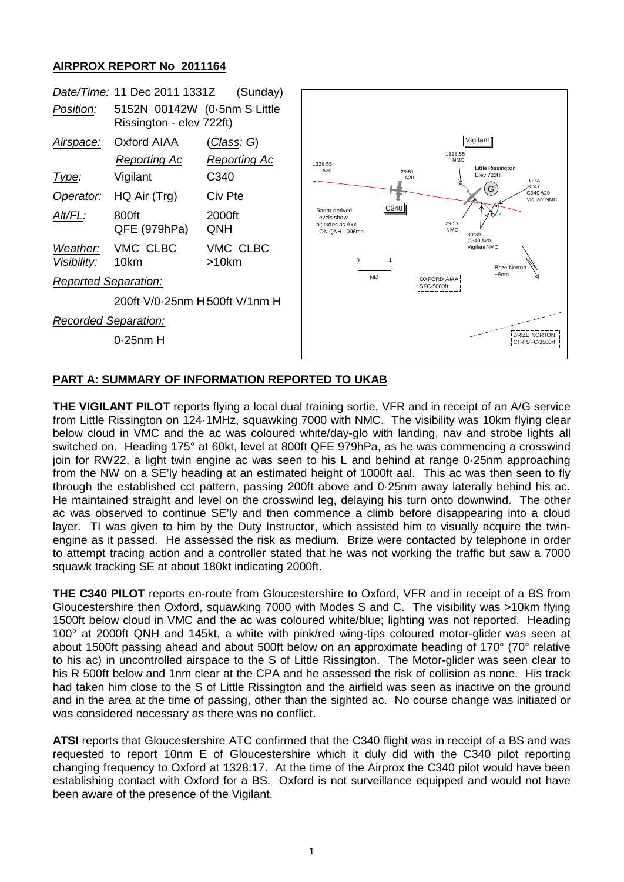## AIRPROX REPORT No 2011164

| | | |
|---|---|---|
| *Date/Time:* | 11 Dec 2011 1331Z | (Sunday) |
| *Position:* | 5152N 00142W (0·5nm S Little Rissington - elev 722ft) | |
| *Airspace:* | Oxford AIAA | (*Class*: G) |
| | *Reporting Ac* | *Reporting Ac* |
| *Type:* | Vigilant | C340 |
| *Operator:* | HQ Air (Trg) | Civ Pte |
| *Alt/FL:* | 800ft QFE (979hPa) | 2000ft QNH |
| *Weather:* *Visibility:* | VMC CLBC 10km | VMC CLBC >10km |
| *Reported Separation:* | 200ft V/0·25nm H | 500ft V/1nm H |
| *Recorded Separation:* | 0·25nm H | |

Radar derived Levels show altitudes as Axx LON QNH 1006mb

1328:55 A20 — 29:51 A20 — C340 — 1328:55 NMC — Vigilant — Little Rissington Elev 722ft — 29:51 NMC — 30:39 C340 A20 Vigilant NMC — CPA 30:47 C340 A20 Vigilant NMC — OXFORD AIAA SFC-5000ft — Brize Norton ~6nm — BRIZE NORTON CTR SFC-3500ft

## PART A: SUMMARY OF INFORMATION REPORTED TO UKAB

**THE VIGILANT PILOT** reports flying a local dual training sortie, VFR and in receipt of an A/G service from Little Rissington on 124·1MHz, squawking 7000 with NMC. The visibility was 10km flying clear below cloud in VMC and the ac was coloured white/day-glo with landing, nav and strobe lights all switched on. Heading 175° at 60kt, level at 800ft QFE 979hPa, as he was commencing a crosswind join for RW22, a light twin engine ac was seen to his L and behind at range 0·25nm approaching from the NW on a SE'ly heading at an estimated height of 1000ft aal. This ac was then seen to fly through the established cct pattern, passing 200ft above and 0·25nm away laterally behind his ac. He maintained straight and level on the crosswind leg, delaying his turn onto downwind. The other ac was observed to continue SE'ly and then commence a climb before disappearing into a cloud layer. TI was given to him by the Duty Instructor, which assisted him to visually acquire the twin-engine as it passed. He assessed the risk as medium. Brize were contacted by telephone in order to attempt tracing action and a controller stated that he was not working the traffic but saw a 7000 squawk tracking SE at about 180kt indicating 2000ft.

**THE C340 PILOT** reports en-route from Gloucestershire to Oxford, VFR and in receipt of a BS from Gloucestershire then Oxford, squawking 7000 with Modes S and C. The visibility was >10km flying 1500ft below cloud in VMC and the ac was coloured white/blue; lighting was not reported. Heading 100° at 2000ft QNH and 145kt, a white with pink/red wing-tips coloured motor-glider was seen at about 1500ft passing ahead and about 500ft below on an approximate heading of 170° (70° relative to his ac) in uncontrolled airspace to the S of Little Rissington. The Motor-glider was seen clear to his R 500ft below and 1nm clear at the CPA and he assessed the risk of collision as none. His track had taken him close to the S of Little Rissington and the airfield was seen as inactive on the ground and in the area at the time of passing, other than the sighted ac. No course change was initiated or was considered necessary as there was no conflict.

**ATSI** reports that Gloucestershire ATC confirmed that the C340 flight was in receipt of a BS and was requested to report 10nm E of Gloucestershire which it duly did with the C340 pilot reporting changing frequency to Oxford at 1328:17. At the time of the Airprox the C340 pilot would have been establishing contact with Oxford for a BS. Oxford is not surveillance equipped and would not have been aware of the presence of the Vigilant.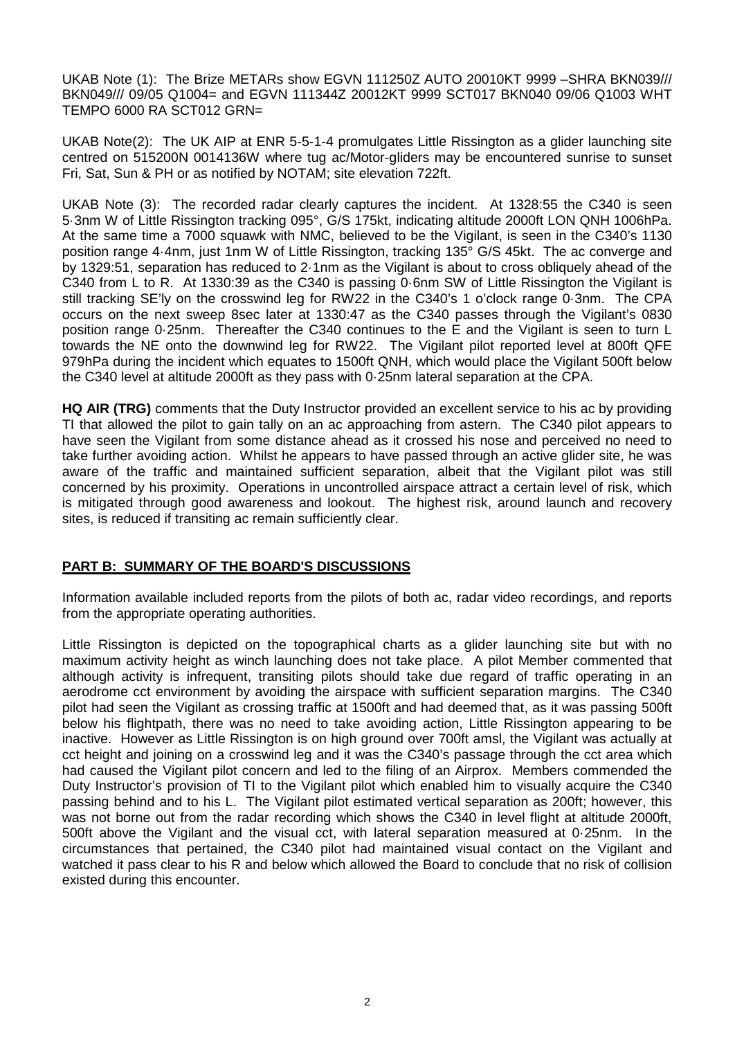UKAB Note (1): The Brize METARs show EGVN 111250Z AUTO 20010KT 9999 –SHRA BKN039/// BKN049/// 09/05 Q1004= and EGVN 111344Z 20012KT 9999 SCT017 BKN040 09/06 Q1003 WHT TEMPO 6000 RA SCT012 GRN=

UKAB Note(2): The UK AIP at ENR 5-5-1-4 promulgates Little Rissington as a glider launching site centred on 515200N 0014136W where tug ac/Motor-gliders may be encountered sunrise to sunset Fri, Sat, Sun & PH or as notified by NOTAM; site elevation 722ft.

UKAB Note (3): The recorded radar clearly captures the incident. At 1328:55 the C340 is seen 5·3nm W of Little Rissington tracking 095°, G/S 175kt, indicating altitude 2000ft LON QNH 1006hPa. At the same time a 7000 squawk with NMC, believed to be the Vigilant, is seen in the C340's 1130 position range 4·4nm, just 1nm W of Little Rissington, tracking 135° G/S 45kt. The ac converge and by 1329:51, separation has reduced to 2·1nm as the Vigilant is about to cross obliquely ahead of the C340 from L to R. At 1330:39 as the C340 is passing 0·6nm SW of Little Rissington the Vigilant is still tracking SE'ly on the crosswind leg for RW22 in the C340's 1 o'clock range 0·3nm. The CPA occurs on the next sweep 8sec later at 1330:47 as the C340 passes through the Vigilant's 0830 position range 0·25nm. Thereafter the C340 continues to the E and the Vigilant is seen to turn L towards the NE onto the downwind leg for RW22. The Vigilant pilot reported level at 800ft QFE 979hPa during the incident which equates to 1500ft QNH, which would place the Vigilant 500ft below the C340 level at altitude 2000ft as they pass with 0·25nm lateral separation at the CPA.

**HQ AIR (TRG)** comments that the Duty Instructor provided an excellent service to his ac by providing TI that allowed the pilot to gain tally on an ac approaching from astern. The C340 pilot appears to have seen the Vigilant from some distance ahead as it crossed his nose and perceived no need to take further avoiding action. Whilst he appears to have passed through an active glider site, he was aware of the traffic and maintained sufficient separation, albeit that the Vigilant pilot was still concerned by his proximity. Operations in uncontrolled airspace attract a certain level of risk, which is mitigated through good awareness and lookout. The highest risk, around launch and recovery sites, is reduced if transiting ac remain sufficiently clear.

## PART B: SUMMARY OF THE BOARD'S DISCUSSIONS

Information available included reports from the pilots of both ac, radar video recordings, and reports from the appropriate operating authorities.

Little Rissington is depicted on the topographical charts as a glider launching site but with no maximum activity height as winch launching does not take place. A pilot Member commented that although activity is infrequent, transiting pilots should take due regard of traffic operating in an aerodrome cct environment by avoiding the airspace with sufficient separation margins. The C340 pilot had seen the Vigilant as crossing traffic at 1500ft and had deemed that, as it was passing 500ft below his flightpath, there was no need to take avoiding action, Little Rissington appearing to be inactive. However as Little Rissington is on high ground over 700ft amsl, the Vigilant was actually at cct height and joining on a crosswind leg and it was the C340's passage through the cct area which had caused the Vigilant pilot concern and led to the filing of an Airprox. Members commended the Duty Instructor's provision of TI to the Vigilant pilot which enabled him to visually acquire the C340 passing behind and to his L. The Vigilant pilot estimated vertical separation as 200ft; however, this was not borne out from the radar recording which shows the C340 in level flight at altitude 2000ft, 500ft above the Vigilant and the visual cct, with lateral separation measured at 0·25nm. In the circumstances that pertained, the C340 pilot had maintained visual contact on the Vigilant and watched it pass clear to his R and below which allowed the Board to conclude that no risk of collision existed during this encounter.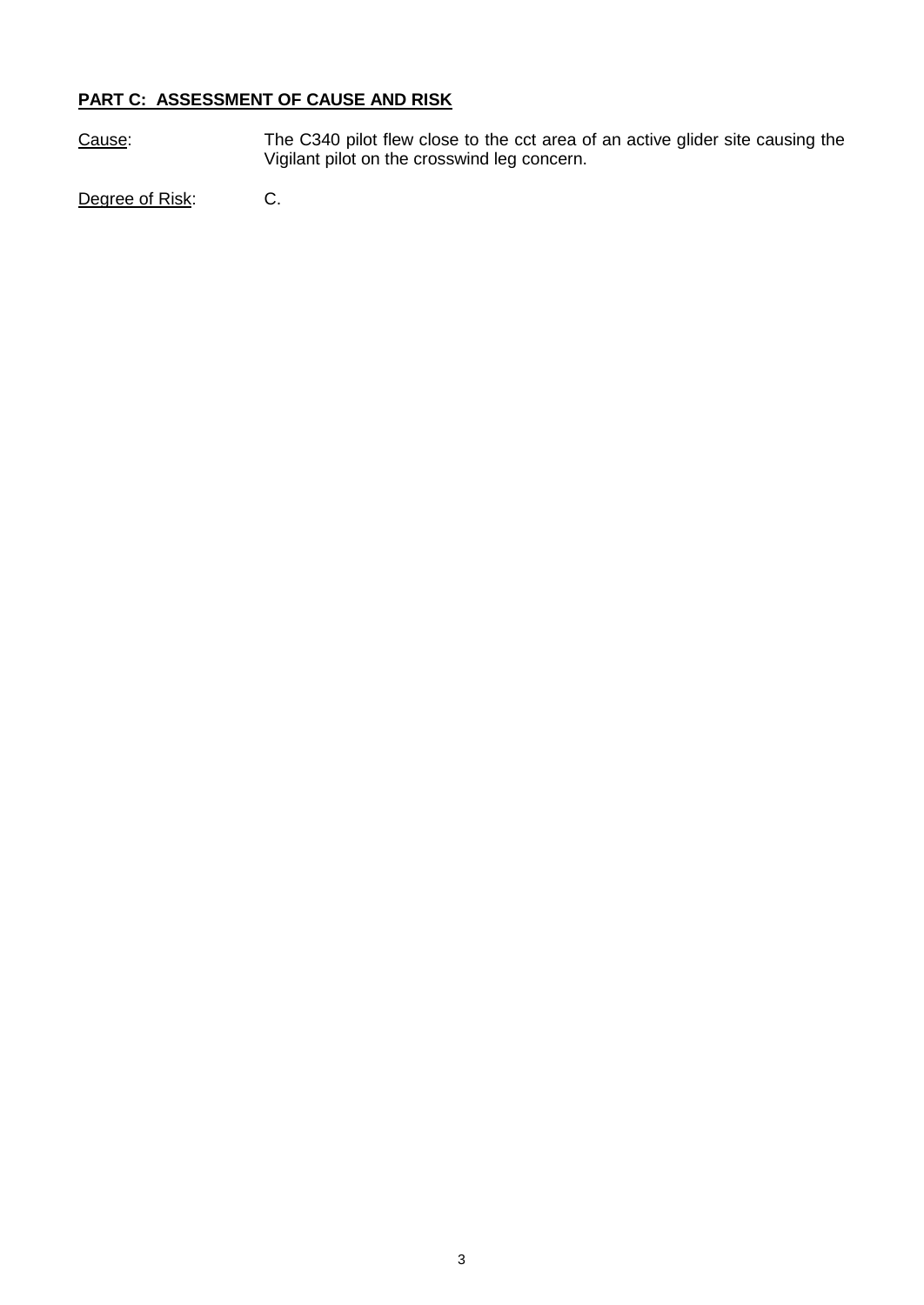**PART C: ASSESSMENT OF CAUSE AND RISK**

Cause: The C340 pilot flew close to the cct area of an active glider site causing the Vigilant pilot on the crosswind leg concern.

Degree of Risk: C.